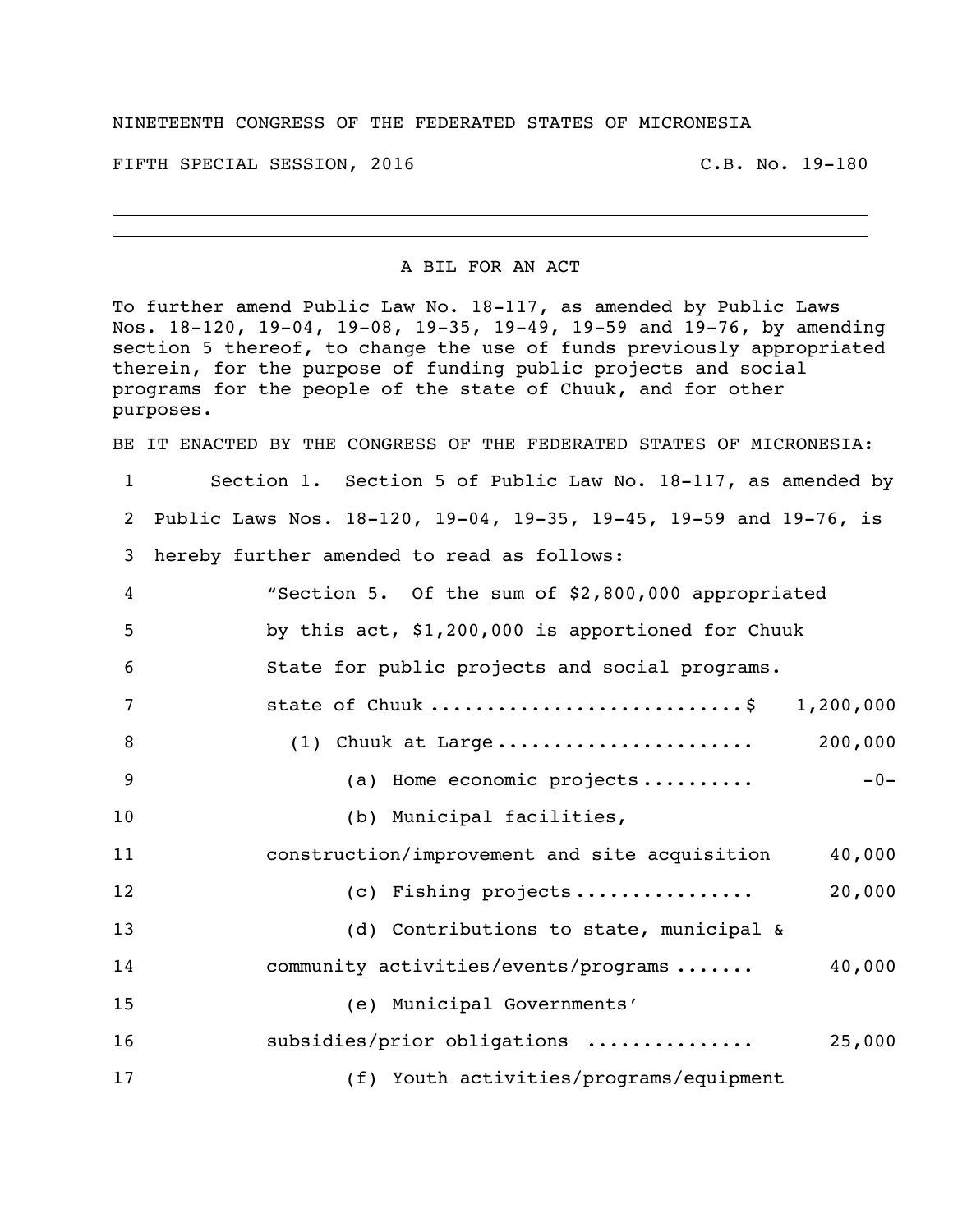NINETEENTH CONGRESS OF THE FEDERATED STATES OF MICRONESIA

FIFTH SPECIAL SESSION, 2016 C.B. No. 19-180

---

A BIL FOR AN ACT

To further amend Public Law No. 18-117, as amended by Public Laws Nos. 18-120, 19-04, 19-08, 19-35, 19-49, 19-59 and 19-76, by amending section 5 thereof, to change the use of funds previously appropriated therein, for the purpose of funding public projects and social programs for the people of the state of Chuuk, and for other purposes.

BE IT ENACTED BY THE CONGRESS OF THE FEDERATED STATES OF MICRONESIA:

1 Section 1. Section 5 of Public Law No. 18-117, as amended by
2 Public Laws Nos. 18-120, 19-04, 19-35, 19-45, 19-59 and 19-76, is
3 hereby further amended to read as follows:

4 "Section 5. Of the sum of $2,800,000 appropriated
5 by this act, $1,200,000 is apportioned for Chuuk
6 State for public projects and social programs.

7 state of Chuuk ............................$ 1,200,000
8 (1) Chuuk at Large ...................... 200,000
9 (a) Home economic projects .......... -0-
10 (b) Municipal facilities,
11 construction/improvement and site acquisition 40,000
12 (c) Fishing projects ................ 20,000
13 (d) Contributions to state, municipal &
14 community activities/events/programs ....... 40,000
15 (e) Municipal Governments'
16 subsidies/prior obligations ............... 25,000
17 (f) Youth activities/programs/equipment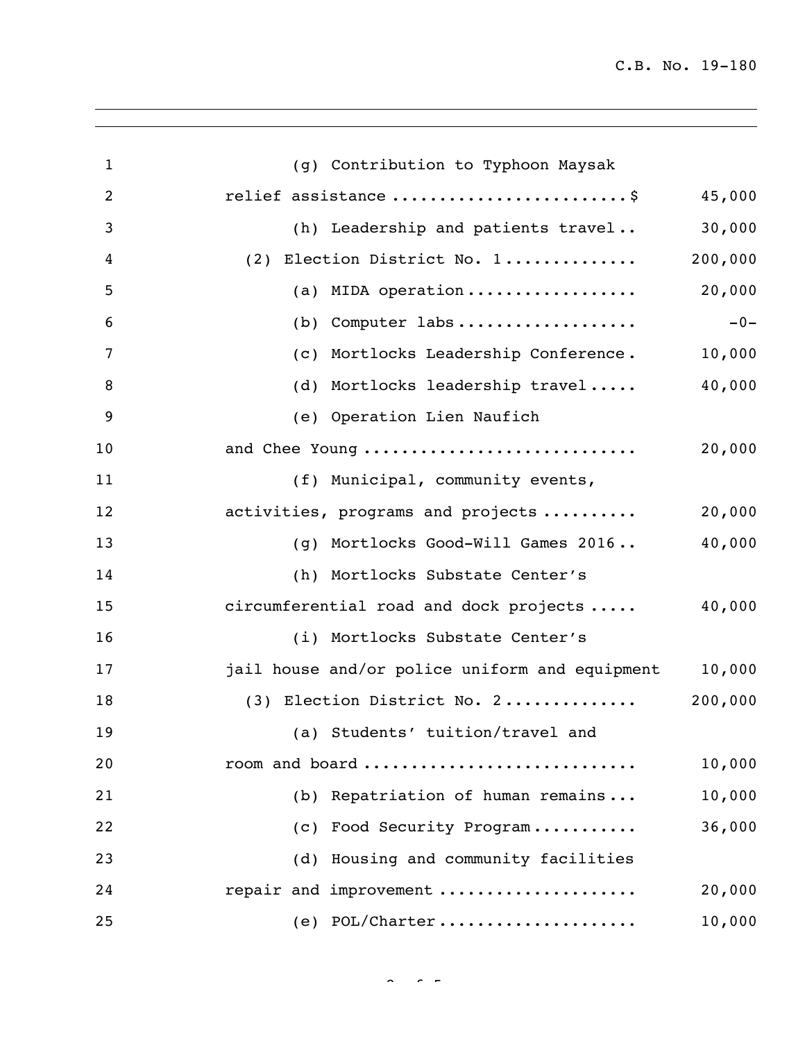(g) Contribution to Typhoon Maysak relief assistance ........................$ 45,000

(h) Leadership and patients travel.. 30,000

(2) Election District No. 1.............. 200,000

(a) MIDA operation.................. 20,000

(b) Computer labs................... -0-

(c) Mortlocks Leadership Conference. 10,000

(d) Mortlocks leadership travel..... 40,000

(e) Operation Lien Naufich and Chee Young ............................ 20,000

(f) Municipal, community events, activities, programs and projects .......... 20,000

(g) Mortlocks Good-Will Games 2016.. 40,000

(h) Mortlocks Substate Center's circumferential road and dock projects ..... 40,000

(i) Mortlocks Substate Center's jail house and/or police uniform and equipment 10,000

(3) Election District No. 2.............. 200,000

(a) Students' tuition/travel and room and board ............................ 10,000

(b) Repatriation of human remains... 10,000

(c) Food Security Program........... 36,000

(d) Housing and community facilities repair and improvement ..................... 20,000

(e) POL/Charter..................... 10,000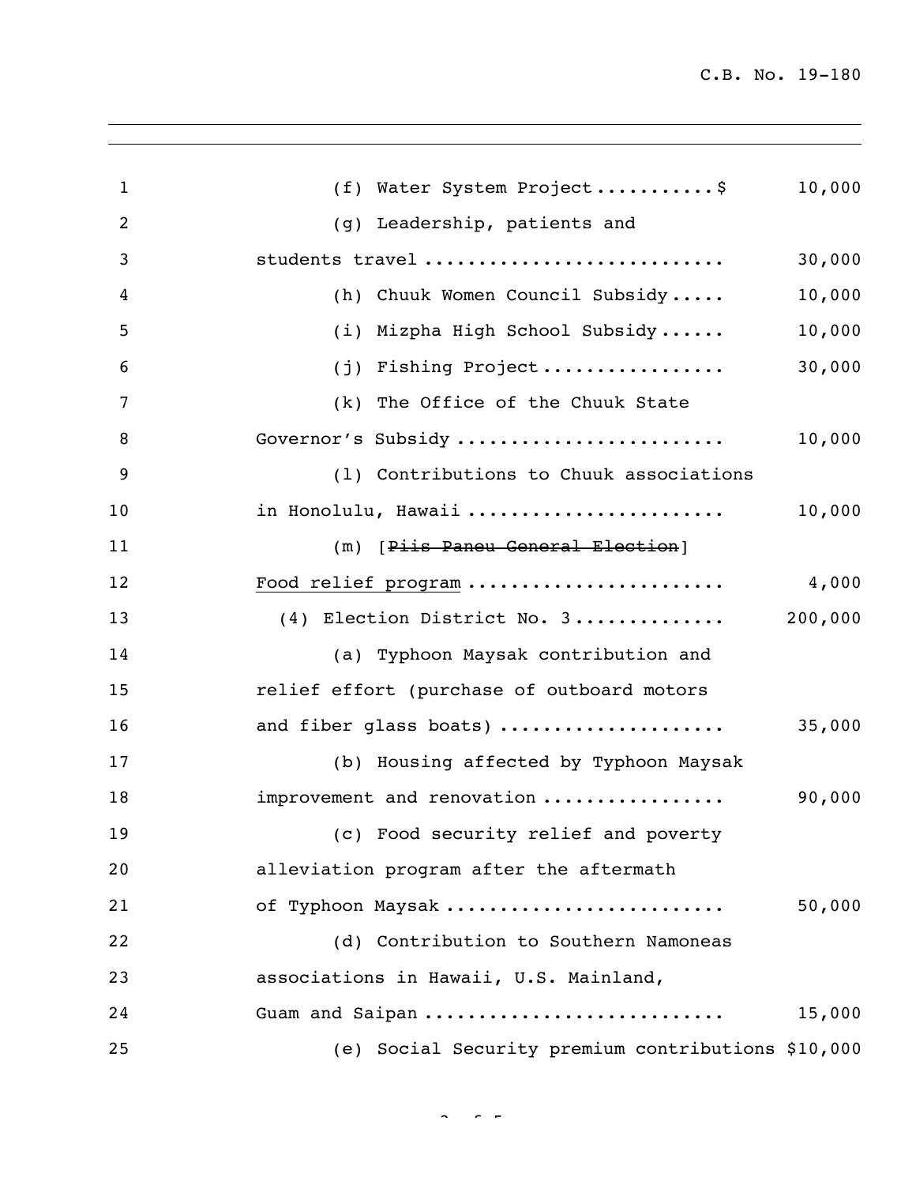(f) Water System Project...........$ 10,000

(g) Leadership, patients and students travel ........................... 30,000

(h) Chuuk Women Council Subsidy..... 10,000

(i) Mizpha High School Subsidy...... 10,000

(j) Fishing Project................ 30,000

(k) The Office of the Chuuk State Governor's Subsidy ........................ 10,000

(l) Contributions to Chuuk associations in Honolulu, Hawaii ....................... 10,000

(m) [~~Piis Paneu General Election~~] <u>Food relief program</u> ....................... 4,000

(4) Election District No. 3............. 200,000

(a) Typhoon Maysak contribution and relief effort (purchase of outboard motors and fiber glass boats) .................... 35,000

(b) Housing affected by Typhoon Maysak improvement and renovation ................ 90,000

(c) Food security relief and poverty alleviation program after the aftermath of Typhoon Maysak ......................... 50,000

(d) Contribution to Southern Namoneas associations in Hawaii, U.S. Mainland, Guam and Saipan .......................... 15,000

(e) Social Security premium contributions $10,000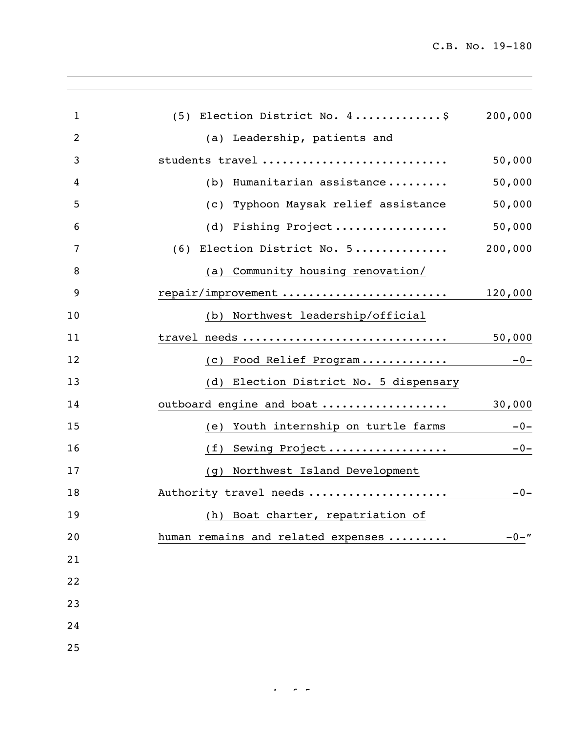(5) Election District No. 4 ............$ 200,000

(a) Leadership, patients and students travel ........................... 50,000

(b) Humanitarian assistance......... 50,000

(c) Typhoon Maysak relief assistance 50,000

(d) Fishing Project................. 50,000

(6) Election District No. 5.............. 200,000

(a) Community housing renovation/ repair/improvement ........................ 120,000

(b) Northwest leadership/official travel needs ............................. 50,000

(c) Food Relief Program............ -0-

(d) Election District No. 5 dispensary outboard engine and boat .................. 30,000

(e) Youth internship on turtle farms -0-

(f) Sewing Project.................. -0-

(g) Northwest Island Development Authority travel needs .................... -0-

(h) Boat charter, repatriation of human remains and related expenses ......... -0-"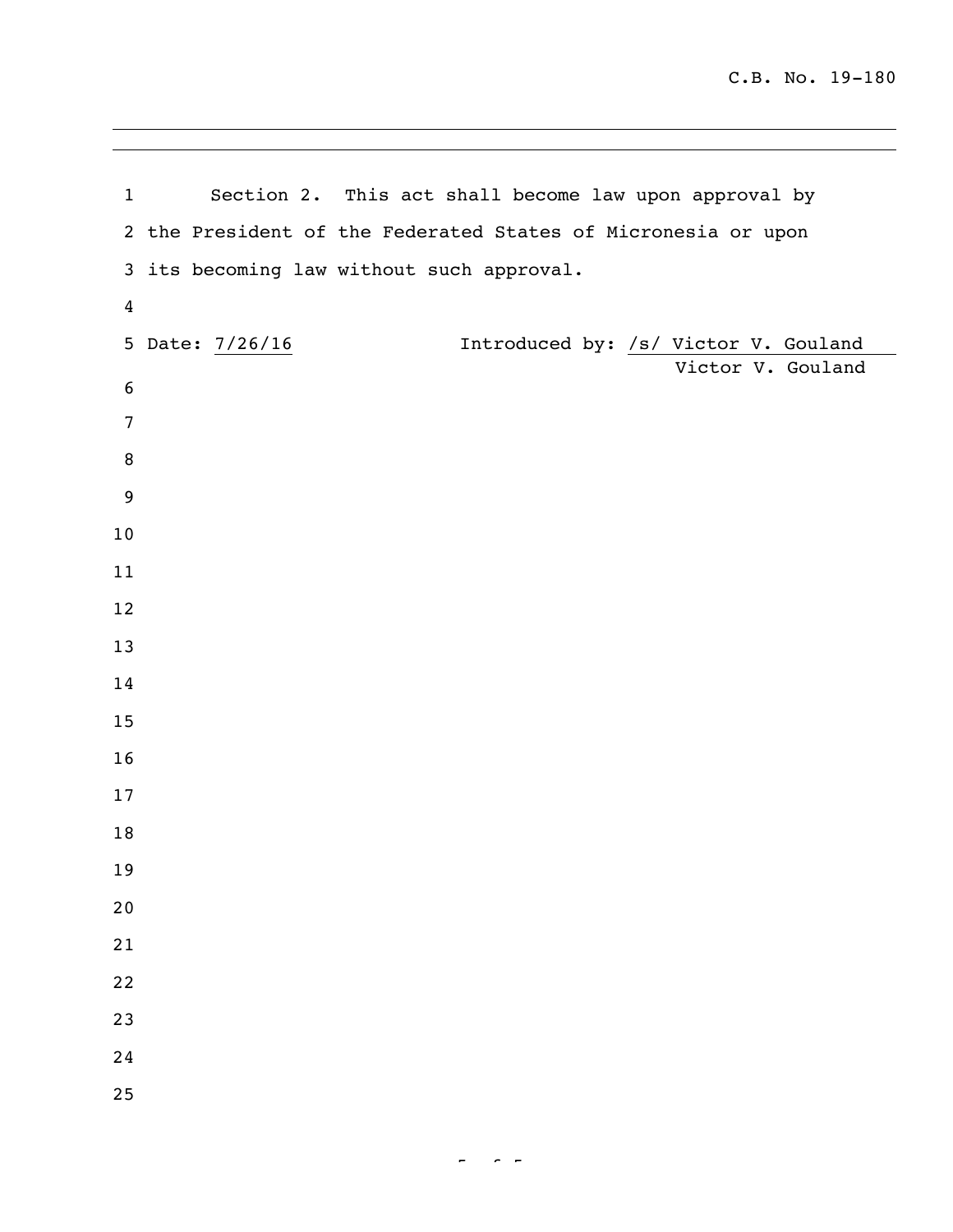Section 2. This act shall become law upon approval by the President of the Federated States of Micronesia or upon its becoming law without such approval.

Date: 7/26/16

Introduced by: /s/ Victor V. Gouland
Victor V. Gouland